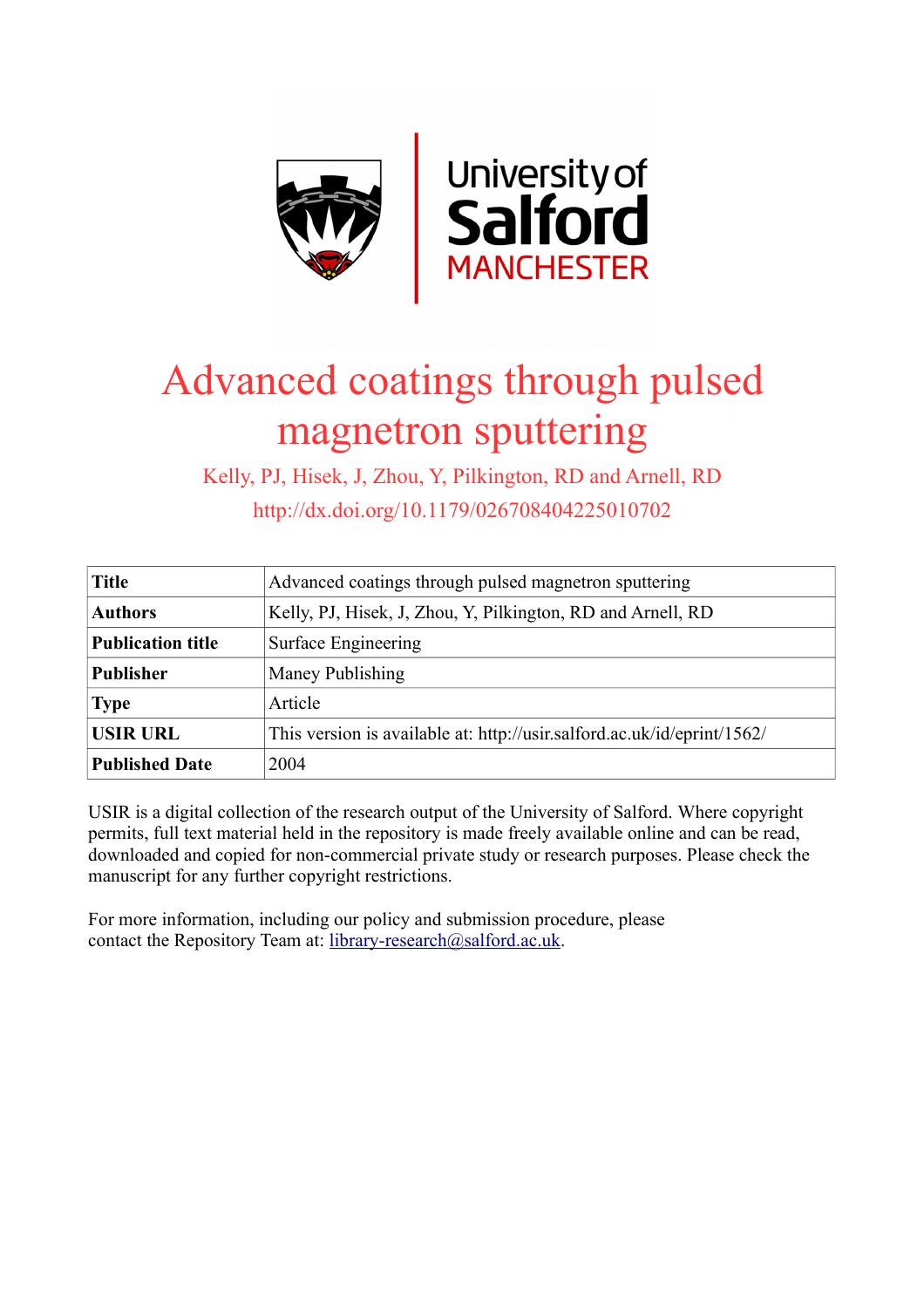# Advanced coatings through pulsed magnetron sputtering

Kelly, PJ, Hisek, J, Zhou, Y, Pilkington, RD and Arnell, RD

http://dx.doi.org/10.1179/026708404225010702

| **Title** | Advanced coatings through pulsed magnetron sputtering |
|---|---|
| **Authors** | Kelly, PJ, Hisek, J, Zhou, Y, Pilkington, RD and Arnell, RD |
| **Publication title** | Surface Engineering |
| **Publisher** | Maney Publishing |
| **Type** | Article |
| **USIR URL** | This version is available at: http://usir.salford.ac.uk/id/eprint/1562/ |
| **Published Date** | 2004 |

USIR is a digital collection of the research output of the University of Salford. Where copyright permits, full text material held in the repository is made freely available online and can be read, downloaded and copied for non-commercial private study or research purposes. Please check the manuscript for any further copyright restrictions.

For more information, including our policy and submission procedure, please contact the Repository Team at: library-research@salford.ac.uk.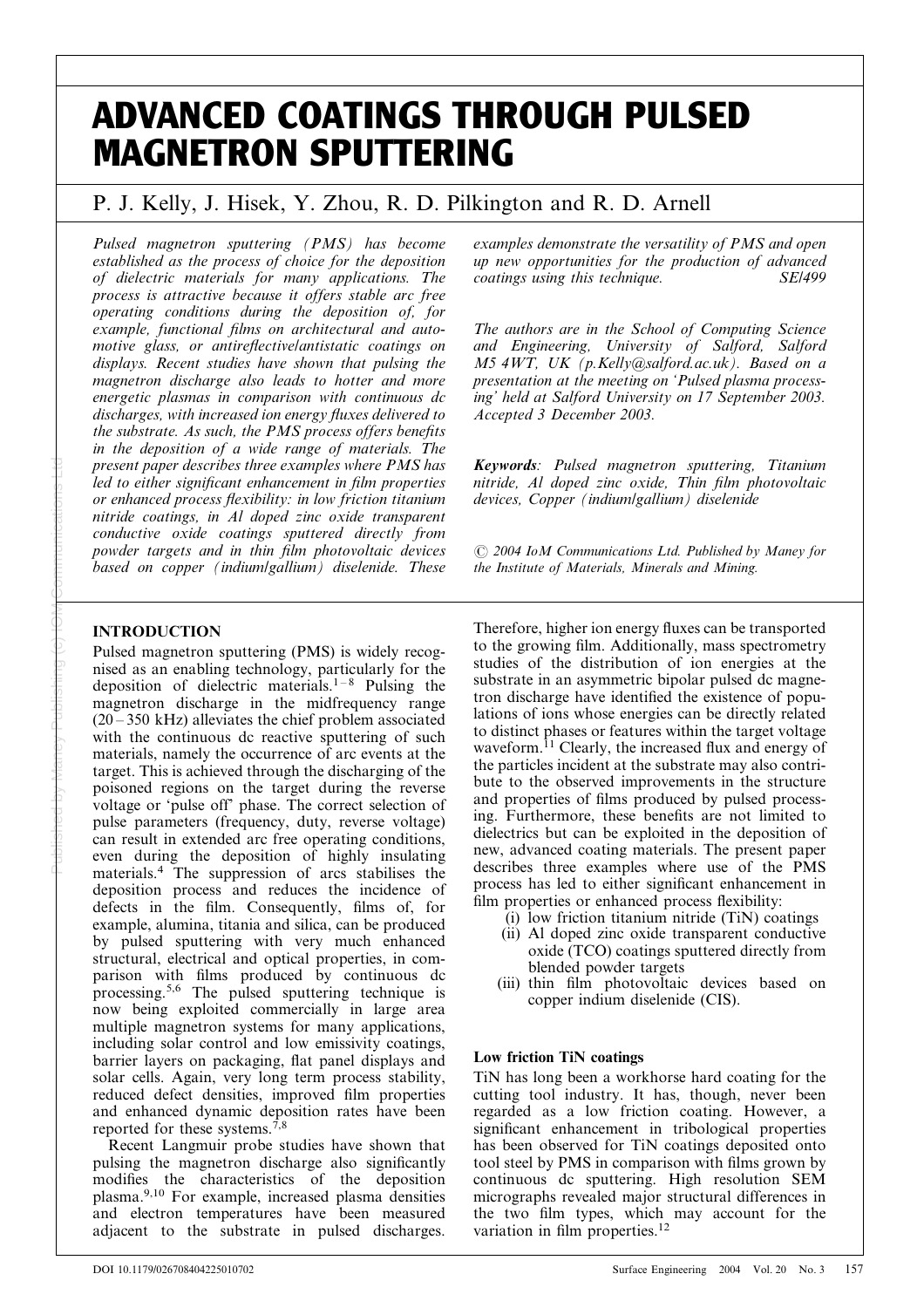# ADVANCED COATINGS THROUGH PULSED MAGNETRON SPUTTERING

P. J. Kelly, J. Hisek, Y. Zhou, R. D. Pilkington and R. D. Arnell

*Pulsed magnetron sputtering (PMS) has become established as the process of choice for the deposition of dielectric materials for many applications. The process is attractive because it offers stable arc free operating conditions during the deposition of, for example, functional films on architectural and automotive glass, or antireflective/antistatic coatings on displays. Recent studies have shown that pulsing the magnetron discharge also leads to hotter and more energetic plasmas in comparison with continuous dc discharges, with increased ion energy fluxes delivered to the substrate. As such, the PMS process offers benefits in the deposition of a wide range of materials. The present paper describes three examples where PMS has led to either significant enhancement in film properties or enhanced process flexibility: in low friction titanium nitride coatings, in Al doped zinc oxide transparent conductive oxide coatings sputtered directly from powder targets and in thin film photovoltaic devices based on copper (indium/gallium) diselenide. These examples demonstrate the versatility of PMS and open up new opportunities for the production of advanced coatings using this technique.* SE/499

*The authors are in the School of Computing Science and Engineering, University of Salford, Salford M5 4WT, UK (p.Kelly@salford.ac.uk). Based on a presentation at the meeting on 'Pulsed plasma processing' held at Salford University on 17 September 2003. Accepted 3 December 2003.*

***Keywords**: Pulsed magnetron sputtering, Titanium nitride, Al doped zinc oxide, Thin film photovoltaic devices, Copper (indium/gallium) diselenide*

*© 2004 IoM Communications Ltd. Published by Maney for the Institute of Materials, Minerals and Mining.*

## INTRODUCTION

Pulsed magnetron sputtering (PMS) is widely recognised as an enabling technology, particularly for the deposition of dielectric materials.[1–8] Pulsing the magnetron discharge in the midfrequency range (20–350 kHz) alleviates the chief problem associated with the continuous dc reactive sputtering of such materials, namely the occurrence of arc events at the target. This is achieved through the discharging of the poisoned regions on the target during the reverse voltage or 'pulse off' phase. The correct selection of pulse parameters (frequency, duty, reverse voltage) can result in extended arc free operating conditions, even during the deposition of highly insulating materials.[4] The suppression of arcs stabilises the deposition process and reduces the incidence of defects in the film. Consequently, films of, for example, alumina, titania and silica, can be produced by pulsed sputtering with very much enhanced structural, electrical and optical properties, in comparison with films produced by continuous dc processing.[5,6] The pulsed sputtering technique is now being exploited commercially in large area multiple magnetron systems for many applications, including solar control and low emissivity coatings, barrier layers on packaging, flat panel displays and solar cells. Again, very long term process stability, reduced defect densities, improved film properties and enhanced dynamic deposition rates have been reported for these systems.[7,8]

Recent Langmuir probe studies have shown that pulsing the magnetron discharge also significantly modifies the characteristics of the deposition plasma.[9,10] For example, increased plasma densities and electron temperatures have been measured adjacent to the substrate in pulsed discharges. Therefore, higher ion energy fluxes can be transported to the growing film. Additionally, mass spectrometry studies of the distribution of ion energies at the substrate in an asymmetric bipolar pulsed dc magnetron discharge have identified the existence of populations of ions whose energies can be directly related to distinct phases or features within the target voltage waveform.[11] Clearly, the increased flux and energy of the particles incident at the substrate may also contribute to the observed improvements in the structure and properties of films produced by pulsed processing. Furthermore, these benefits are not limited to dielectrics but can be exploited in the deposition of new, advanced coating materials. The present paper describes three examples where use of the PMS process has led to either significant enhancement in film properties or enhanced process flexibility:

(i) low friction titanium nitride (TiN) coatings
(ii) Al doped zinc oxide transparent conductive oxide (TCO) coatings sputtered directly from blended powder targets
(iii) thin film photovoltaic devices based on copper indium diselenide (CIS).

### Low friction TiN coatings

TiN has long been a workhorse hard coating for the cutting tool industry. It has, though, never been regarded as a low friction coating. However, a significant enhancement in tribological properties has been observed for TiN coatings deposited onto tool steel by PMS in comparison with films grown by continuous dc sputtering. High resolution SEM micrographs revealed major structural differences in the two film types, which may account for the variation in film properties.[12]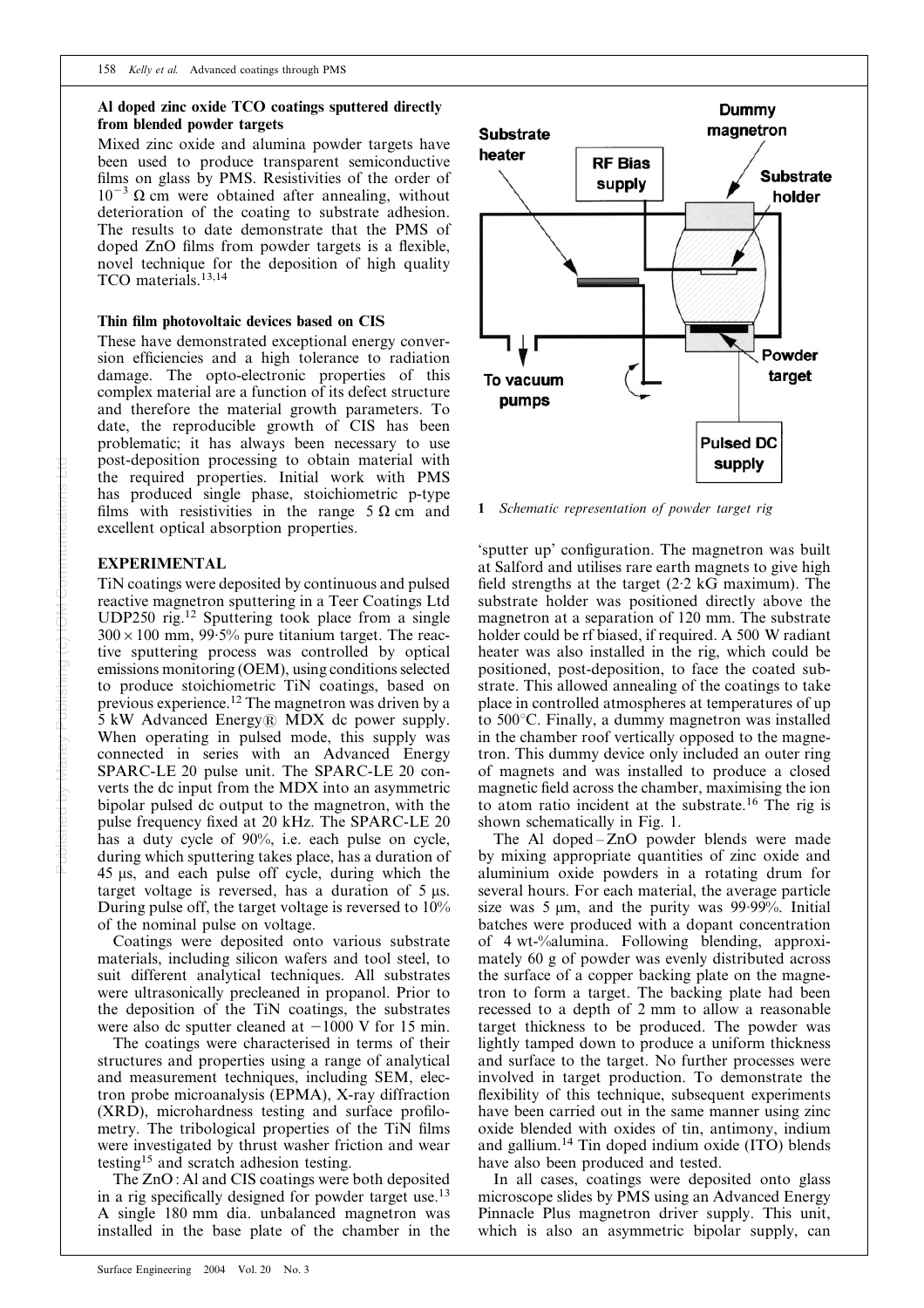**Al doped zinc oxide TCO coatings sputtered directly from blended powder targets**

Mixed zinc oxide and alumina powder targets have been used to produce transparent semiconductive films on glass by PMS. Resistivities of the order of $10^{-3}$ Ω cm were obtained after annealing, without deterioration of the coating to substrate adhesion. The results to date demonstrate that the PMS of doped ZnO films from powder targets is a flexible, novel technique for the deposition of high quality TCO materials.[13,14]

**Thin film photovoltaic devices based on CIS**

These have demonstrated exceptional energy conversion efficiencies and a high tolerance to radiation damage. The opto-electronic properties of this complex material are a function of its defect structure and therefore the material growth parameters. To date, the reproducible growth of CIS has been problematic; it has always been necessary to use post-deposition processing to obtain material with the required properties. Initial work with PMS has produced single phase, stoichiometric p-type films with resistivities in the range 5 Ω cm and excellent optical absorption properties.

## EXPERIMENTAL

TiN coatings were deposited by continuous and pulsed reactive magnetron sputtering in a Teer Coatings Ltd UDP250 rig.[12] Sputtering took place from a single $300 \times 100$ mm, 99·5% pure titanium target. The reactive sputtering process was controlled by optical emissions monitoring (OEM), using conditions selected to produce stoichiometric TiN coatings, based on previous experience.[12] The magnetron was driven by a 5 kW Advanced Energy® MDX dc power supply. When operating in pulsed mode, this supply was connected in series with an Advanced Energy SPARC-LE 20 pulse unit. The SPARC-LE 20 converts the dc input from the MDX into an asymmetric bipolar pulsed dc output to the magnetron, with the pulse frequency fixed at 20 kHz. The SPARC-LE 20 has a duty cycle of 90%, i.e. each pulse on cycle, during which sputtering takes place, has a duration of 45 μs, and each pulse off cycle, during which the target voltage is reversed, has a duration of 5 μs. During pulse off, the target voltage is reversed to 10% of the nominal pulse on voltage.

Coatings were deposited onto various substrate materials, including silicon wafers and tool steel, to suit different analytical techniques. All substrates were ultrasonically precleaned in propanol. Prior to the deposition of the TiN coatings, the substrates were also dc sputter cleaned at $-1000$ V for 15 min.

The coatings were characterised in terms of their structures and properties using a range of analytical and measurement techniques, including SEM, electron probe microanalysis (EPMA), X-ray diffraction (XRD), microhardness testing and surface profilometry. The tribological properties of the TiN films were investigated by thrust washer friction and wear testing[15] and scratch adhesion testing.

The ZnO : Al and CIS coatings were both deposited in a rig specifically designed for powder target use.[13] A single 180 mm dia. unbalanced magnetron was installed in the base plate of the chamber in the 'sputter up' configuration. The magnetron was built at Salford and utilises rare earth magnets to give high field strengths at the target (2·2 kG maximum). The substrate holder was positioned directly above the magnetron at a separation of 120 mm. The substrate holder could be rf biased, if required. A 500 W radiant heater was also installed in the rig, which could be positioned, post-deposition, to face the coated substrate. This allowed annealing of the coatings to take place in controlled atmospheres at temperatures of up to 500°C. Finally, a dummy magnetron was installed in the chamber roof vertically opposed to the magnetron. This dummy device only included an outer ring of magnets and was installed to produce a closed magnetic field across the chamber, maximising the ion to atom ratio incident at the substrate.[16] The rig is shown schematically in Fig. 1.

1 *Schematic representation of powder target rig*

The Al doped–ZnO powder blends were made by mixing appropriate quantities of zinc oxide and aluminium oxide powders in a rotating drum for several hours. For each material, the average particle size was 5 μm, and the purity was 99·99%. Initial batches were produced with a dopant concentration of 4 wt-%alumina. Following blending, approximately 60 g of powder was evenly distributed across the surface of a copper backing plate on the magnetron to form a target. The backing plate had been recessed to a depth of 2 mm to allow a reasonable target thickness to be produced. The powder was lightly tamped down to produce a uniform thickness and surface to the target. No further processes were involved in target production. To demonstrate the flexibility of this technique, subsequent experiments have been carried out in the same manner using zinc oxide blended with oxides of tin, antimony, indium and gallium.[14] Tin doped indium oxide (ITO) blends have also been produced and tested.

In all cases, coatings were deposited onto glass microscope slides by PMS using an Advanced Energy Pinnacle Plus magnetron driver supply. This unit, which is also an asymmetric bipolar supply, can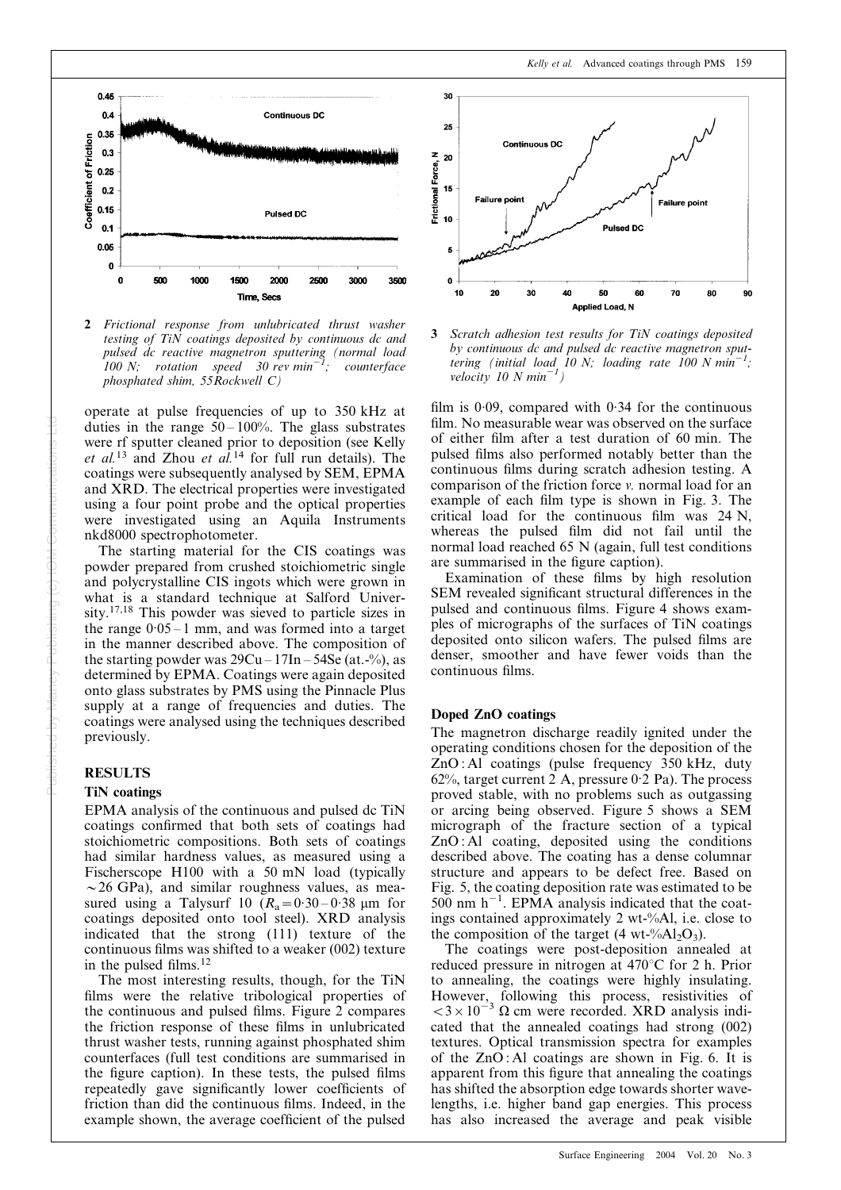**2** *Frictional response from unlubricated thrust washer testing of TiN coatings deposited by continuous dc and pulsed dc reactive magnetron sputtering (normal load 100 N; rotation speed 30 rev min$^{-1}$; counterface phosphated shim, 55Rockwell C)*

**3** *Scratch adhesion test results for TiN coatings deposited by continuous dc and pulsed dc reactive magnetron sputtering (initial load 10 N; loading rate 100 N min$^{-1}$; velocity 10 N min$^{-1}$)*

operate at pulse frequencies of up to 350 kHz at duties in the range 50–100%. The glass substrates were rf sputter cleaned prior to deposition (see Kelly *et al.*[13] and Zhou *et al.*[14] for full run details). The coatings were subsequently analysed by SEM, EPMA and XRD. The electrical properties were investigated using a four point probe and the optical properties were investigated using an Aquila Instruments nkd8000 spectrophotometer.

The starting material for the CIS coatings was powder prepared from crushed stoichiometric single and polycrystalline CIS ingots which were grown in what is a standard technique at Salford University.[17,18] This powder was sieved to particle sizes in the range 0·05–1 mm, and was formed into a target in the manner described above. The composition of the starting powder was 29Cu–17In–54Se (at.-%), as determined by EPMA. Coatings were again deposited onto glass substrates by PMS using the Pinnacle Plus supply at a range of frequencies and duties. The coatings were analysed using the techniques described previously.

## RESULTS

### TiN coatings

EPMA analysis of the continuous and pulsed dc TiN coatings confirmed that both sets of coatings had stoichiometric compositions. Both sets of coatings had similar hardness values, as measured using a Fischerscope H100 with a 50 mN load (typically ~26 GPa), and similar roughness values, as measured using a Talysurf 10 ($R_a$=0·30–0·38 μm for coatings deposited onto tool steel). XRD analysis indicated that the strong (111) texture of the continuous films was shifted to a weaker (002) texture in the pulsed films.[12]

The most interesting results, though, for the TiN films were the relative tribological properties of the continuous and pulsed films. Figure 2 compares the friction response of these films in unlubricated thrust washer tests, running against phosphated shim counterfaces (full test conditions are summarised in the figure caption). In these tests, the pulsed films repeatedly gave significantly lower coefficients of friction than did the continuous films. Indeed, in the example shown, the average coefficient of the pulsed film is 0·09, compared with 0·34 for the continuous film. No measurable wear was observed on the surface of either film after a test duration of 60 min. The pulsed films also performed notably better than the continuous films during scratch adhesion testing. A comparison of the friction force *v.* normal load for an example of each film type is shown in Fig. 3. The critical load for the continuous film was 24 N, whereas the pulsed film did not fail until the normal load reached 65 N (again, full test conditions are summarised in the figure caption).

Examination of these films by high resolution SEM revealed significant structural differences in the pulsed and continuous films. Figure 4 shows examples of micrographs of the surfaces of TiN coatings deposited onto silicon wafers. The pulsed films are denser, smoother and have fewer voids than the continuous films.

### Doped ZnO coatings

The magnetron discharge readily ignited under the operating conditions chosen for the deposition of the ZnO : Al coatings (pulse frequency 350 kHz, duty 62%, target current 2 A, pressure 0·2 Pa). The process proved stable, with no problems such as outgassing or arcing being observed. Figure 5 shows a SEM micrograph of the fracture section of a typical ZnO : Al coating, deposited using the conditions described above. The coating has a dense columnar structure and appears to be defect free. Based on Fig. 5, the coating deposition rate was estimated to be 500 nm h$^{-1}$. EPMA analysis indicated that the coatings contained approximately 2 wt-%Al, i.e. close to the composition of the target (4 wt-%$Al_2O_3$).

The coatings were post-deposition annealed at reduced pressure in nitrogen at 470°C for 2 h. Prior to annealing, the coatings were highly insulating. However, following this process, resistivities of $<3\times10^{-3}$ Ω cm were recorded. XRD analysis indicated that the annealed coatings had strong (002) textures. Optical transmission spectra for examples of the ZnO : Al coatings are shown in Fig. 6. It is apparent from this figure that annealing the coatings has shifted the absorption edge towards shorter wavelengths, i.e. higher band gap energies. This process has also increased the average and peak visible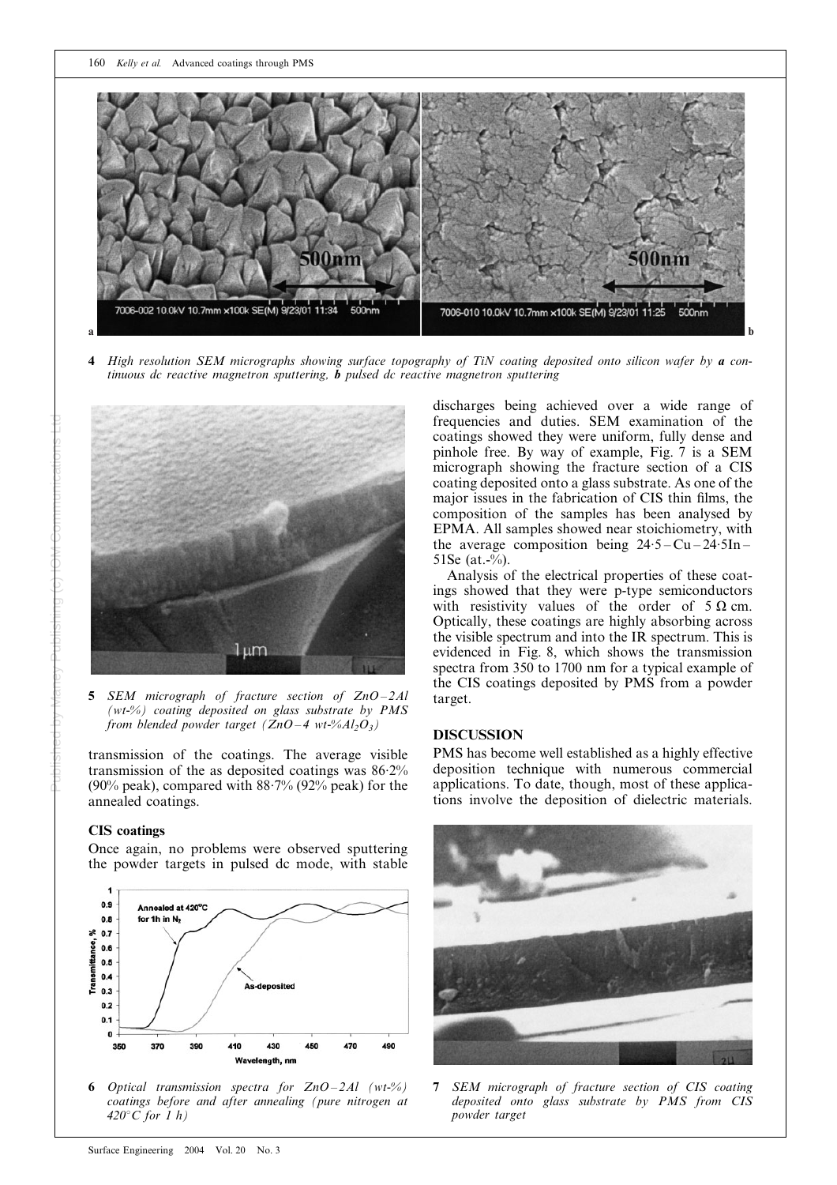4 *High resolution SEM micrographs showing surface topography of TiN coating deposited onto silicon wafer by **a** continuous dc reactive magnetron sputtering, **b** pulsed dc reactive magnetron sputtering*

5 *SEM micrograph of fracture section of ZnO–2Al (wt-%) coating deposited on glass substrate by PMS from blended powder target ($ZnO$–4 wt-%$Al_2O_3$)*

transmission of the coatings. The average visible transmission of the as deposited coatings was 86·2% (90% peak), compared with 88·7% (92% peak) for the annealed coatings.

### CIS coatings

Once again, no problems were observed sputtering the powder targets in pulsed dc mode, with stable discharges being achieved over a wide range of frequencies and duties. SEM examination of the coatings showed they were uniform, fully dense and pinhole free. By way of example, Fig. 7 is a SEM micrograph showing the fracture section of a CIS coating deposited onto a glass substrate. As one of the major issues in the fabrication of CIS thin films, the composition of the samples has been analysed by EPMA. All samples showed near stoichiometry, with the average composition being 24·5–Cu–24·5In–51Se (at.-%).

Analysis of the electrical properties of these coatings showed that they were p-type semiconductors with resistivity values of the order of $5\ \Omega$ cm. Optically, these coatings are highly absorbing across the visible spectrum and into the IR spectrum. This is evidenced in Fig. 8, which shows the transmission spectra from 350 to 1700 nm for a typical example of the CIS coatings deposited by PMS from a powder target.

6 *Optical transmission spectra for ZnO–2Al (wt-%) coatings before and after annealing (pure nitrogen at 420°C for 1 h)*

## DISCUSSION

PMS has become well established as a highly effective deposition technique with numerous commercial applications. To date, though, most of these applications involve the deposition of dielectric materials.

7 *SEM micrograph of fracture section of CIS coating deposited onto glass substrate by PMS from CIS powder target*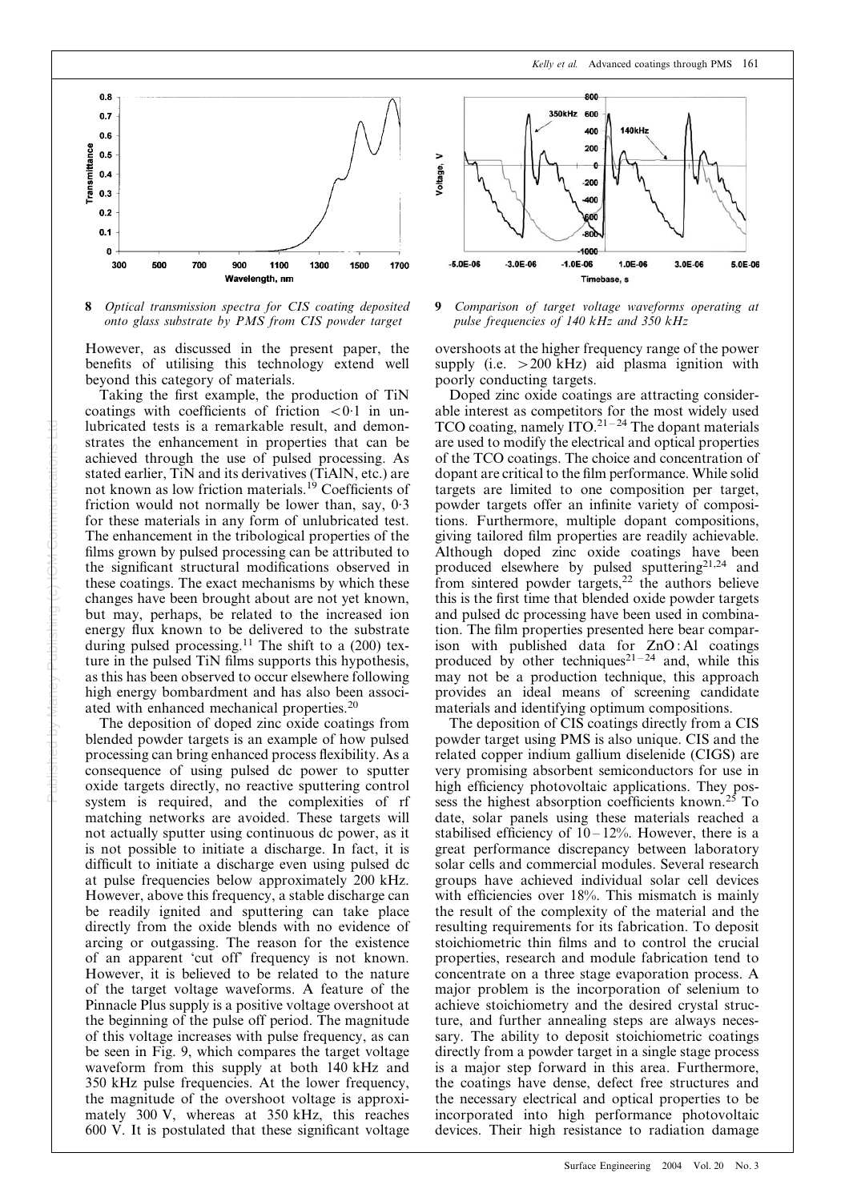8 *Optical transmission spectra for CIS coating deposited onto glass substrate by PMS from CIS powder target*

9 *Comparison of target voltage waveforms operating at pulse frequencies of 140 kHz and 350 kHz*

However, as discussed in the present paper, the benefits of utilising this technology extend well beyond this category of materials.

Taking the first example, the production of TiN coatings with coefficients of friction <0·1 in unlubricated tests is a remarkable result, and demonstrates the enhancement in properties that can be achieved through the use of pulsed processing. As stated earlier, TiN and its derivatives (TiAlN, etc.) are not known as low friction materials.[19] Coefficients of friction would not normally be lower than, say, 0·3 for these materials in any form of unlubricated test. The enhancement in the tribological properties of the films grown by pulsed processing can be attributed to the significant structural modifications observed in these coatings. The exact mechanisms by which these changes have been brought about are not yet known, but may, perhaps, be related to the increased ion energy flux known to be delivered to the substrate during pulsed processing.[11] The shift to a (200) texture in the pulsed TiN films supports this hypothesis, as this has been observed to occur elsewhere following high energy bombardment and has also been associated with enhanced mechanical properties.[20]

The deposition of doped zinc oxide coatings from blended powder targets is an example of how pulsed processing can bring enhanced process flexibility. As a consequence of using pulsed dc power to sputter oxide targets directly, no reactive sputtering control system is required, and the complexities of rf matching networks are avoided. These targets will not actually sputter using continuous dc power, as it is not possible to initiate a discharge. In fact, it is difficult to initiate a discharge even using pulsed dc at pulse frequencies below approximately 200 kHz. However, above this frequency, a stable discharge can be readily ignited and sputtering can take place directly from the oxide blends with no evidence of arcing or outgassing. The reason for the existence of an apparent 'cut off' frequency is not known. However, it is believed to be related to the nature of the target voltage waveforms. A feature of the Pinnacle Plus supply is a positive voltage overshoot at the beginning of the pulse off period. The magnitude of this voltage increases with pulse frequency, as can be seen in Fig. 9, which compares the target voltage waveform from this supply at both 140 kHz and 350 kHz pulse frequencies. At the lower frequency, the magnitude of the overshoot voltage is approximately 300 V, whereas at 350 kHz, this reaches 600 V. It is postulated that these significant voltage overshoots at the higher frequency range of the power supply (i.e. >200 kHz) aid plasma ignition with poorly conducting targets.

Doped zinc oxide coatings are attracting considerable interest as competitors for the most widely used TCO coating, namely ITO.[21–24] The dopant materials are used to modify the electrical and optical properties of the TCO coatings. The choice and concentration of dopant are critical to the film performance. While solid targets are limited to one composition per target, powder targets offer an infinite variety of compositions. Furthermore, multiple dopant compositions, giving tailored film properties are readily achievable. Although doped zinc oxide coatings have been produced elsewhere by pulsed sputtering[21,24] and from sintered powder targets,[22] the authors believe this is the first time that blended oxide powder targets and pulsed dc processing have been used in combination. The film properties presented here bear comparison with published data for ZnO:Al coatings produced by other techniques[21–24] and, while this may not be a production technique, this approach provides an ideal means of screening candidate materials and identifying optimum compositions.

The deposition of CIS coatings directly from a CIS powder target using PMS is also unique. CIS and the related copper indium gallium diselenide (CIGS) are very promising absorbent semiconductors for use in high efficiency photovoltaic applications. They possess the highest absorption coefficients known.[25] To date, solar panels using these materials reached a stabilised efficiency of 10–12%. However, there is a great performance discrepancy between laboratory solar cells and commercial modules. Several research groups have achieved individual solar cell devices with efficiencies over 18%. This mismatch is mainly the result of the complexity of the material and the resulting requirements for its fabrication. To deposit stoichiometric thin films and to control the crucial properties, research and module fabrication tend to concentrate on a three stage evaporation process. A major problem is the incorporation of selenium to achieve stoichiometry and the desired crystal structure, and further annealing steps are always necessary. The ability to deposit stoichiometric coatings directly from a powder target in a single stage process is a major step forward in this area. Furthermore, the coatings have dense, defect free structures and the necessary electrical and optical properties to be incorporated into high performance photovoltaic devices. Their high resistance to radiation damage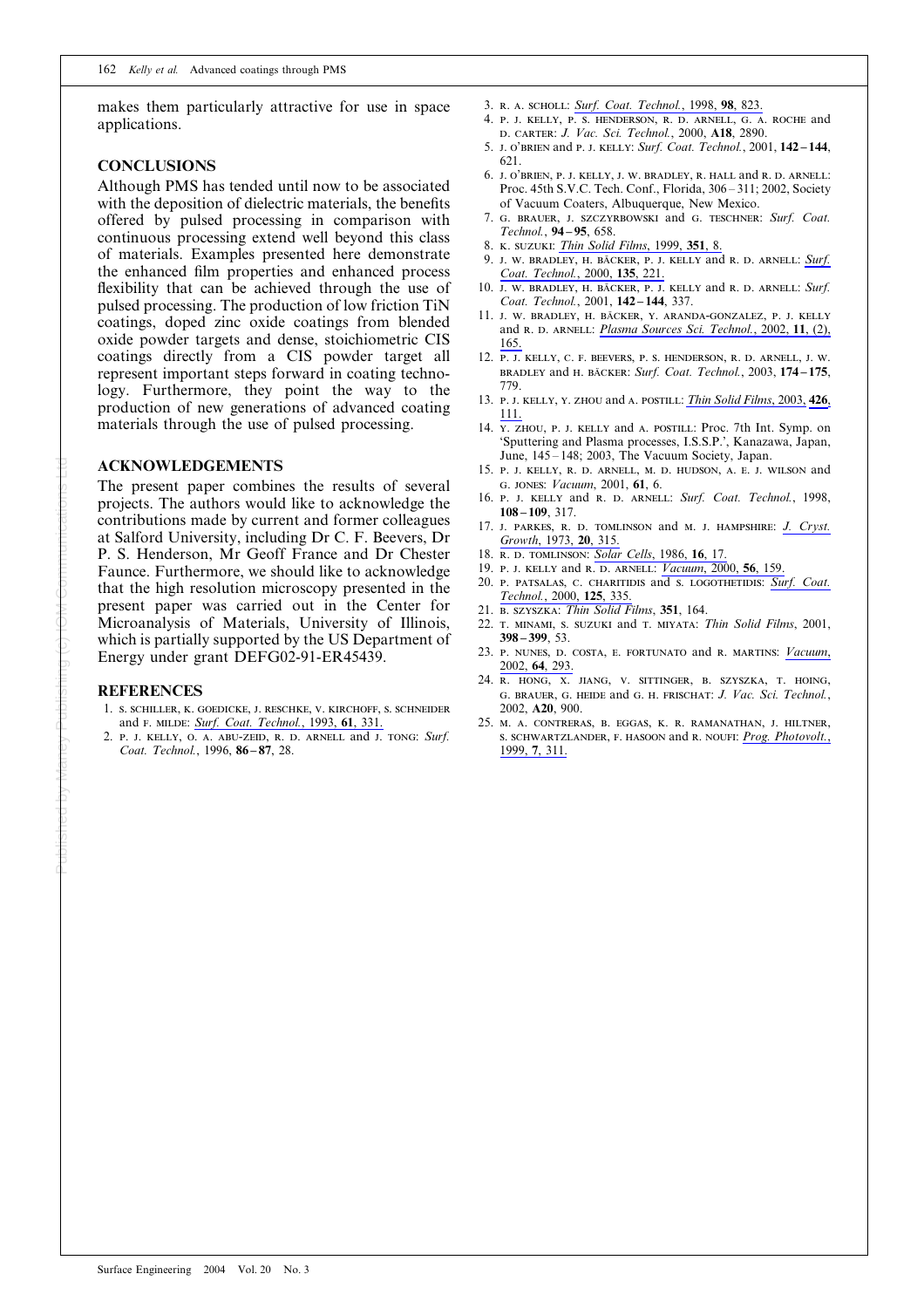makes them particularly attractive for use in space applications.

## CONCLUSIONS

Although PMS has tended until now to be associated with the deposition of dielectric materials, the benefits offered by pulsed processing in comparison with continuous processing extend well beyond this class of materials. Examples presented here demonstrate the enhanced film properties and enhanced process flexibility that can be achieved through the use of pulsed processing. The production of low friction TiN coatings, doped zinc oxide coatings from blended oxide powder targets and dense, stoichiometric CIS coatings directly from a CIS powder target all represent important steps forward in coating technology. Furthermore, they point the way to the production of new generations of advanced coating materials through the use of pulsed processing.

## ACKNOWLEDGEMENTS

The present paper combines the results of several projects. The authors would like to acknowledge the contributions made by current and former colleagues at Salford University, including Dr C. F. Beevers, Dr P. S. Henderson, Mr Geoff France and Dr Chester Faunce. Furthermore, we should like to acknowledge that the high resolution microscopy presented in the present paper was carried out in the Center for Microanalysis of Materials, University of Illinois, which is partially supported by the US Department of Energy under grant DEFG02-91-ER45439.

## REFERENCES

1. S. SCHILLER, K. GOEDICKE, J. RESCHKE, V. KIRCHOFF, S. SCHNEIDER and F. MILDE: *Surf. Coat. Technol.*, 1993, **61**, 331.
2. P. J. KELLY, O. A. ABU-ZEID, R. D. ARNELL and J. TONG: *Surf. Coat. Technol.*, 1996, **86–87**, 28.
3. R. A. SCHOLL: *Surf. Coat. Technol.*, 1998, **98**, 823.
4. P. J. KELLY, P. S. HENDERSON, R. D. ARNELL, G. A. ROCHE and D. CARTER: *J. Vac. Sci. Technol.*, 2000, **A18**, 2890.
5. J. O'BRIEN and P. J. KELLY: *Surf. Coat. Technol.*, 2001, **142–144**, 621.
6. J. O'BRIEN, P. J. KELLY, J. W. BRADLEY, R. HALL and R. D. ARNELL: Proc. 45th S.V.C. Tech. Conf., Florida, 306–311; 2002, Society of Vacuum Coaters, Albuquerque, New Mexico.
7. G. BRAUER, J. SZCZYRBOWSKI and G. TESCHNER: *Surf. Coat. Technol.*, **94–95**, 658.
8. K. SUZUKI: *Thin Solid Films*, 1999, **351**, 8.
9. J. W. BRADLEY, H. BÄCKER, P. J. KELLY and R. D. ARNELL: *Surf. Coat. Technol.*, 2000, **135**, 221.
10. J. W. BRADLEY, H. BÄCKER, P. J. KELLY and R. D. ARNELL: *Surf. Coat. Technol.*, 2001, **142–144**, 337.
11. J. W. BRADLEY, H. BÄCKER, Y. ARANDA-GONZALEZ, P. J. KELLY and R. D. ARNELL: *Plasma Sources Sci. Technol.*, 2002, **11**, (2), 165.
12. P. J. KELLY, C. F. BEEVERS, P. S. HENDERSON, R. D. ARNELL, J. W. BRADLEY and H. BÄCKER: *Surf. Coat. Technol.*, 2003, **174–175**, 779.
13. P. J. KELLY, Y. ZHOU and A. POSTILL: *Thin Solid Films*, 2003, **426**, 111.
14. Y. ZHOU, P. J. KELLY and A. POSTILL: Proc. 7th Int. Symp. on 'Sputtering and Plasma processes, I.S.S.P.', Kanazawa, Japan, June, 145–148; 2003, The Vacuum Society, Japan.
15. P. J. KELLY, R. D. ARNELL, M. D. HUDSON, A. E. J. WILSON and G. JONES: *Vacuum*, 2001, **61**, 6.
16. P. J. KELLY and R. D. ARNELL: *Surf. Coat. Technol.*, 1998, **108–109**, 317.
17. J. PARKES, R. D. TOMLINSON and M. J. HAMPSHIRE: *J. Cryst. Growth*, 1973, **20**, 315.
18. R. D. TOMLINSON: *Solar Cells*, 1986, **16**, 17.
19. P. J. KELLY and R. D. ARNELL: *Vacuum*, 2000, **56**, 159.
20. P. PATSALAS, C. CHARITIDIS and S. LOGOTHETIDIS: *Surf. Coat. Technol.*, 2000, **125**, 335.
21. B. SZYSZKA: *Thin Solid Films*, **351**, 164.
22. T. MINAMI, S. SUZUKI and T. MIYATA: *Thin Solid Films*, 2001, **398–399**, 53.
23. P. NUNES, D. COSTA, E. FORTUNATO and R. MARTINS: *Vacuum*, 2002, **64**, 293.
24. R. HONG, X. JIANG, V. SITTINGER, B. SZYSZKA, T. HOING, G. BRAUER, G. HEIDE and G. H. FRISCHAT: *J. Vac. Sci. Technol.*, 2002, **A20**, 900.
25. M. A. CONTRERAS, B. EGGAS, K. R. RAMANATHAN, J. HILTNER, S. SCHWARTZLANDER, F. HASOON and R. NOUFI: *Prog. Photovolt.*, 1999, **7**, 311.